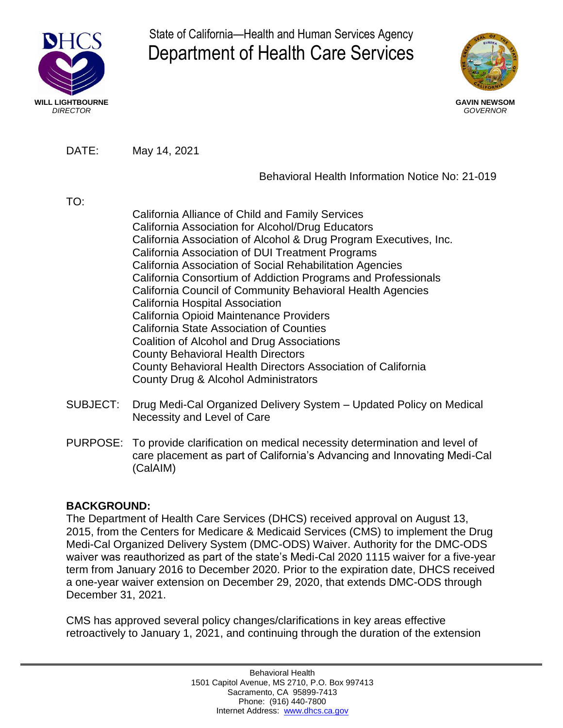State of California—Health and Human Services Agency
# Department of Health Care Services

**WILL LIGHTBOURNE**
*DIRECTOR*

**GAVIN NEWSOM**
*GOVERNOR*

DATE: May 14, 2021

Behavioral Health Information Notice No: 21-019

TO:

California Alliance of Child and Family Services
California Association for Alcohol/Drug Educators
California Association of Alcohol & Drug Program Executives, Inc.
California Association of DUI Treatment Programs
California Association of Social Rehabilitation Agencies
California Consortium of Addiction Programs and Professionals
California Council of Community Behavioral Health Agencies
California Hospital Association
California Opioid Maintenance Providers
California State Association of Counties
Coalition of Alcohol and Drug Associations
County Behavioral Health Directors
County Behavioral Health Directors Association of California
County Drug & Alcohol Administrators

SUBJECT: Drug Medi-Cal Organized Delivery System – Updated Policy on Medical Necessity and Level of Care

PURPOSE: To provide clarification on medical necessity determination and level of care placement as part of California's Advancing and Innovating Medi-Cal (CalAIM)

**BACKGROUND:**

The Department of Health Care Services (DHCS) received approval on August 13, 2015, from the Centers for Medicare & Medicaid Services (CMS) to implement the Drug Medi-Cal Organized Delivery System (DMC-ODS) Waiver. Authority for the DMC-ODS waiver was reauthorized as part of the state's Medi-Cal 2020 1115 waiver for a five-year term from January 2016 to December 2020. Prior to the expiration date, DHCS received a one-year waiver extension on December 29, 2020, that extends DMC-ODS through December 31, 2021.

CMS has approved several policy changes/clarifications in key areas effective retroactively to January 1, 2021, and continuing through the duration of the extension

Behavioral Health
1501 Capitol Avenue, MS 2710, P.O. Box 997413
Sacramento, CA 95899-7413
Phone: (916) 440-7800
Internet Address: www.dhcs.ca.gov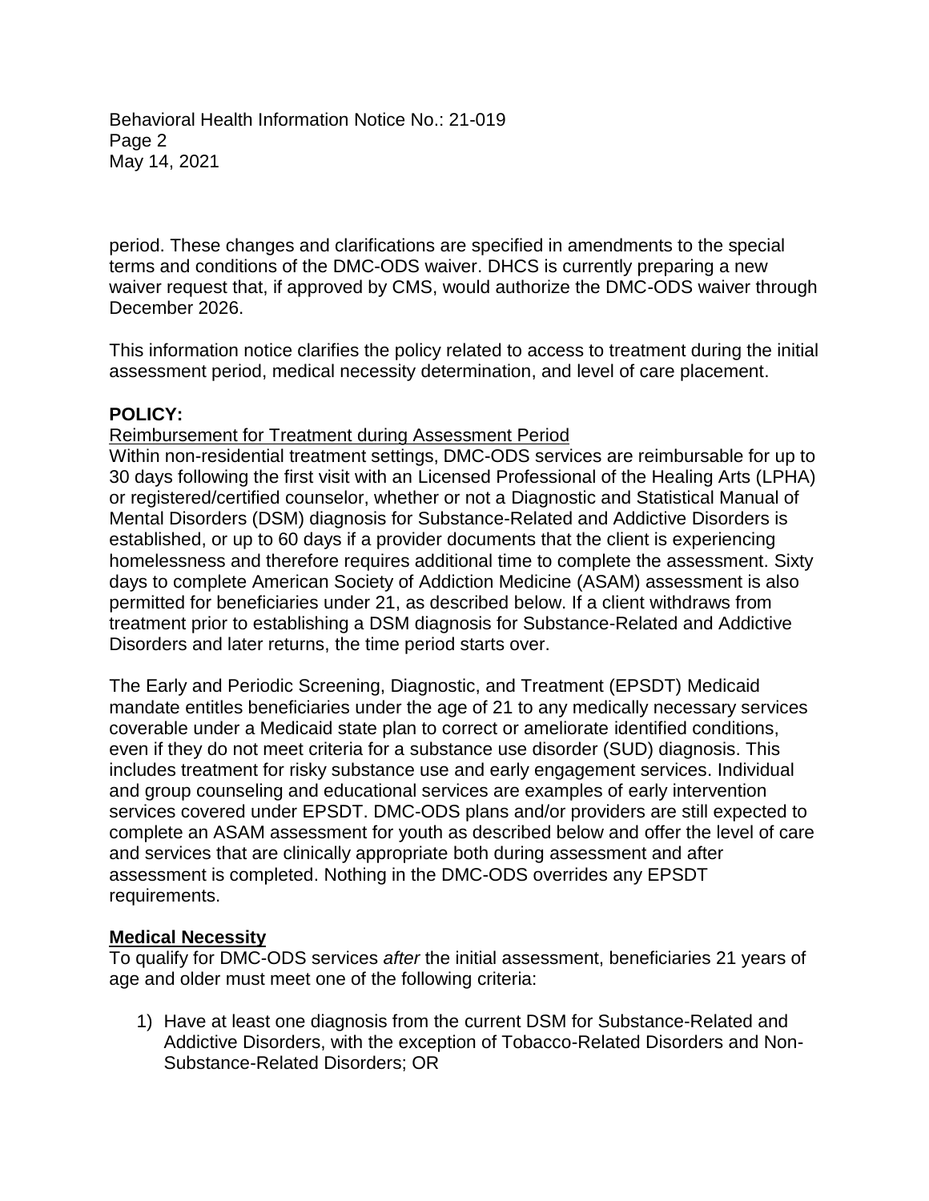period. These changes and clarifications are specified in amendments to the special terms and conditions of the DMC-ODS waiver. DHCS is currently preparing a new waiver request that, if approved by CMS, would authorize the DMC-ODS waiver through December 2026.

This information notice clarifies the policy related to access to treatment during the initial assessment period, medical necessity determination, and level of care placement.

**POLICY:**

<u>Reimbursement for Treatment during Assessment Period</u>

Within non-residential treatment settings, DMC-ODS services are reimbursable for up to 30 days following the first visit with an Licensed Professional of the Healing Arts (LPHA) or registered/certified counselor, whether or not a Diagnostic and Statistical Manual of Mental Disorders (DSM) diagnosis for Substance-Related and Addictive Disorders is established, or up to 60 days if a provider documents that the client is experiencing homelessness and therefore requires additional time to complete the assessment. Sixty days to complete American Society of Addiction Medicine (ASAM) assessment is also permitted for beneficiaries under 21, as described below. If a client withdraws from treatment prior to establishing a DSM diagnosis for Substance-Related and Addictive Disorders and later returns, the time period starts over.

The Early and Periodic Screening, Diagnostic, and Treatment (EPSDT) Medicaid mandate entitles beneficiaries under the age of 21 to any medically necessary services coverable under a Medicaid state plan to correct or ameliorate identified conditions, even if they do not meet criteria for a substance use disorder (SUD) diagnosis. This includes treatment for risky substance use and early engagement services. Individual and group counseling and educational services are examples of early intervention services covered under EPSDT. DMC-ODS plans and/or providers are still expected to complete an ASAM assessment for youth as described below and offer the level of care and services that are clinically appropriate both during assessment and after assessment is completed. Nothing in the DMC-ODS overrides any EPSDT requirements.

**<u>Medical Necessity</u>**

To qualify for DMC-ODS services *after* the initial assessment, beneficiaries 21 years of age and older must meet one of the following criteria:

1) Have at least one diagnosis from the current DSM for Substance-Related and Addictive Disorders, with the exception of Tobacco-Related Disorders and Non-Substance-Related Disorders; OR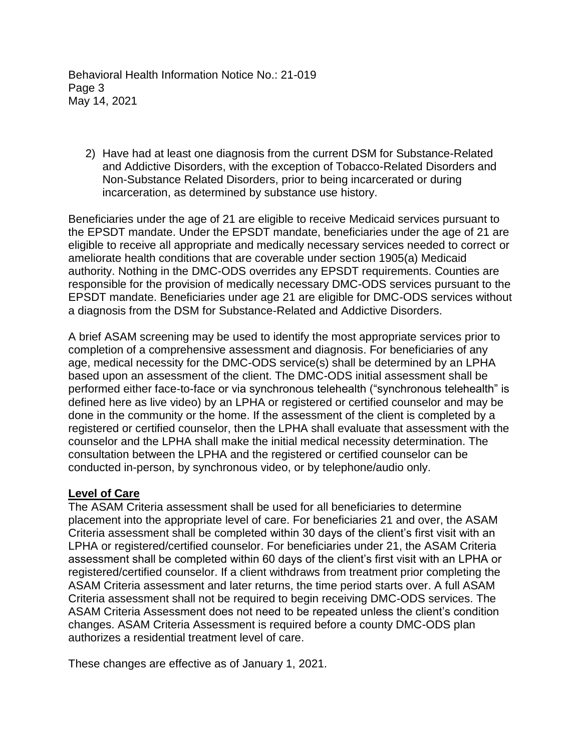2) Have had at least one diagnosis from the current DSM for Substance-Related and Addictive Disorders, with the exception of Tobacco-Related Disorders and Non-Substance Related Disorders, prior to being incarcerated or during incarceration, as determined by substance use history.

Beneficiaries under the age of 21 are eligible to receive Medicaid services pursuant to the EPSDT mandate. Under the EPSDT mandate, beneficiaries under the age of 21 are eligible to receive all appropriate and medically necessary services needed to correct or ameliorate health conditions that are coverable under section 1905(a) Medicaid authority. Nothing in the DMC-ODS overrides any EPSDT requirements. Counties are responsible for the provision of medically necessary DMC-ODS services pursuant to the EPSDT mandate. Beneficiaries under age 21 are eligible for DMC-ODS services without a diagnosis from the DSM for Substance-Related and Addictive Disorders.

A brief ASAM screening may be used to identify the most appropriate services prior to completion of a comprehensive assessment and diagnosis. For beneficiaries of any age, medical necessity for the DMC-ODS service(s) shall be determined by an LPHA based upon an assessment of the client. The DMC-ODS initial assessment shall be performed either face-to-face or via synchronous telehealth ("synchronous telehealth" is defined here as live video) by an LPHA or registered or certified counselor and may be done in the community or the home. If the assessment of the client is completed by a registered or certified counselor, then the LPHA shall evaluate that assessment with the counselor and the LPHA shall make the initial medical necessity determination. The consultation between the LPHA and the registered or certified counselor can be conducted in-person, by synchronous video, or by telephone/audio only.

**Level of Care**

The ASAM Criteria assessment shall be used for all beneficiaries to determine placement into the appropriate level of care. For beneficiaries 21 and over, the ASAM Criteria assessment shall be completed within 30 days of the client's first visit with an LPHA or registered/certified counselor. For beneficiaries under 21, the ASAM Criteria assessment shall be completed within 60 days of the client's first visit with an LPHA or registered/certified counselor. If a client withdraws from treatment prior completing the ASAM Criteria assessment and later returns, the time period starts over. A full ASAM Criteria assessment shall not be required to begin receiving DMC-ODS services. The ASAM Criteria Assessment does not need to be repeated unless the client's condition changes. ASAM Criteria Assessment is required before a county DMC-ODS plan authorizes a residential treatment level of care.

These changes are effective as of January 1, 2021.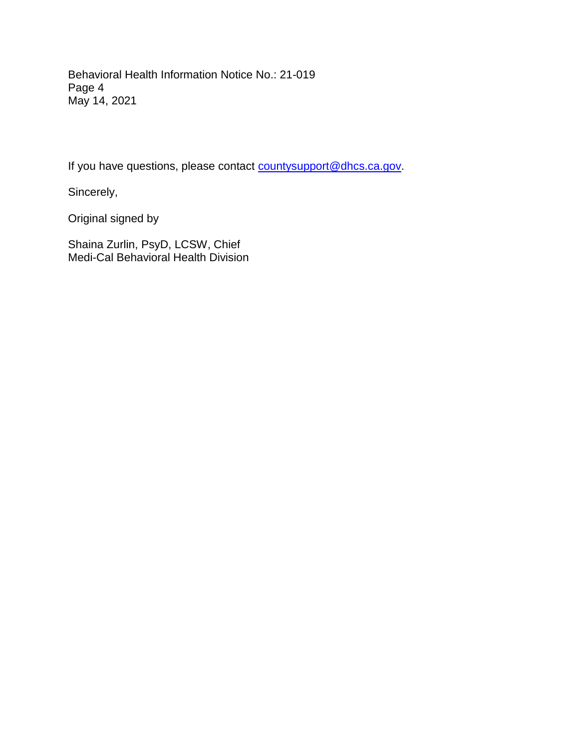If you have questions, please contact countysupport@dhcs.ca.gov.

Sincerely,

Original signed by

Shaina Zurlin, PsyD, LCSW, Chief
Medi-Cal Behavioral Health Division